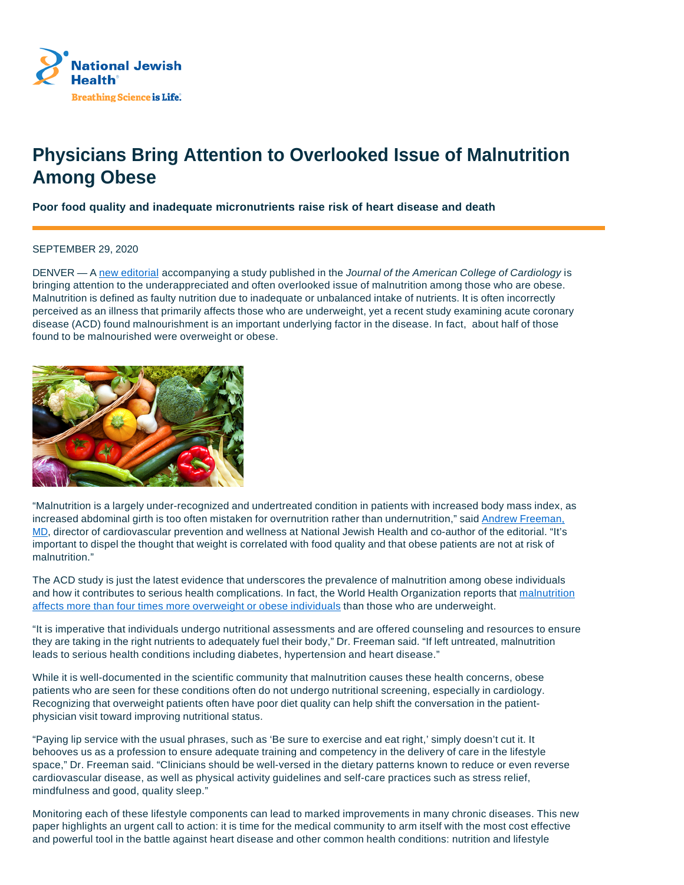# Physicians Bring Attention to Overlooked Issue of Malnutrition Among Obese

**Poor food quality and inadequate micronutrients raise risk of heart disease and death**

SEPTEMBER 29, 2020

DENVER — A new editorial accompanying a study published in the *Journal of the American College of Cardiology* is bringing attention to the underappreciated and often overlooked issue of malnutrition among those who are obese. Malnutrition is defined as faulty nutrition due to inadequate or unbalanced intake of nutrients. It is often incorrectly perceived as an illness that primarily affects those who are underweight, yet a recent study examining acute coronary disease (ACD) found malnourishment is an important underlying factor in the disease. In fact, about half of those found to be malnourished were overweight or obese.

"Malnutrition is a largely under-recognized and undertreated condition in patients with increased body mass index, as increased abdominal girth is too often mistaken for overnutrition rather than undernutrition," said Andrew Freeman, MD, director of cardiovascular prevention and wellness at National Jewish Health and co-author of the editorial. "It's important to dispel the thought that weight is correlated with food quality and that obese patients are not at risk of malnutrition."

The ACD study is just the latest evidence that underscores the prevalence of malnutrition among obese individuals and how it contributes to serious health complications. In fact, the World Health Organization reports that malnutrition affects more than four times more overweight or obese individuals than those who are underweight.

"It is imperative that individuals undergo nutritional assessments and are offered counseling and resources to ensure they are taking in the right nutrients to adequately fuel their body," Dr. Freeman said. "If left untreated, malnutrition leads to serious health conditions including diabetes, hypertension and heart disease."

While it is well-documented in the scientific community that malnutrition causes these health concerns, obese patients who are seen for these conditions often do not undergo nutritional screening, especially in cardiology. Recognizing that overweight patients often have poor diet quality can help shift the conversation in the patient-physician visit toward improving nutritional status.

"Paying lip service with the usual phrases, such as 'Be sure to exercise and eat right,' simply doesn't cut it. It behooves us as a profession to ensure adequate training and competency in the delivery of care in the lifestyle space," Dr. Freeman said. "Clinicians should be well-versed in the dietary patterns known to reduce or even reverse cardiovascular disease, as well as physical activity guidelines and self-care practices such as stress relief, mindfulness and good, quality sleep."

Monitoring each of these lifestyle components can lead to marked improvements in many chronic diseases. This new paper highlights an urgent call to action: it is time for the medical community to arm itself with the most cost effective and powerful tool in the battle against heart disease and other common health conditions: nutrition and lifestyle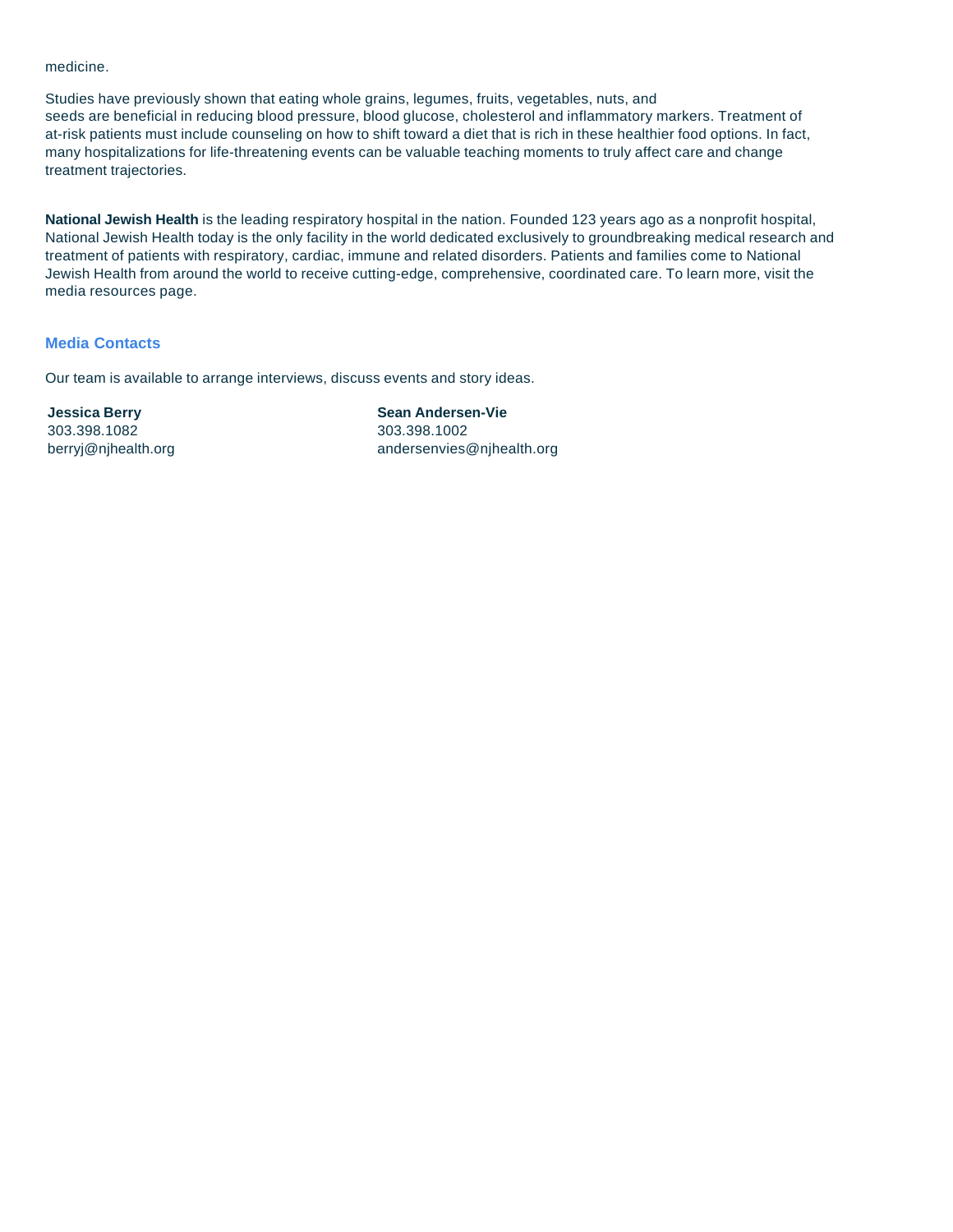medicine.

Studies have previously shown that eating whole grains, legumes, fruits, vegetables, nuts, and seeds are beneficial in reducing blood pressure, blood glucose, cholesterol and inflammatory markers. Treatment of at-risk patients must include counseling on how to shift toward a diet that is rich in these healthier food options. In fact, many hospitalizations for life-threatening events can be valuable teaching moments to truly affect care and change treatment trajectories.

**National Jewish Health** is the leading respiratory hospital in the nation. Founded 123 years ago as a nonprofit hospital, National Jewish Health today is the only facility in the world dedicated exclusively to groundbreaking medical research and treatment of patients with respiratory, cardiac, immune and related disorders. Patients and families come to National Jewish Health from around the world to receive cutting-edge, comprehensive, coordinated care. To learn more, visit the media resources page.

## Media Contacts

Our team is available to arrange interviews, discuss events and story ideas.

**Jessica Berry**
303.398.1082
berryj@njhealth.org

**Sean Andersen-Vie**
303.398.1002
andersenvies@njhealth.org